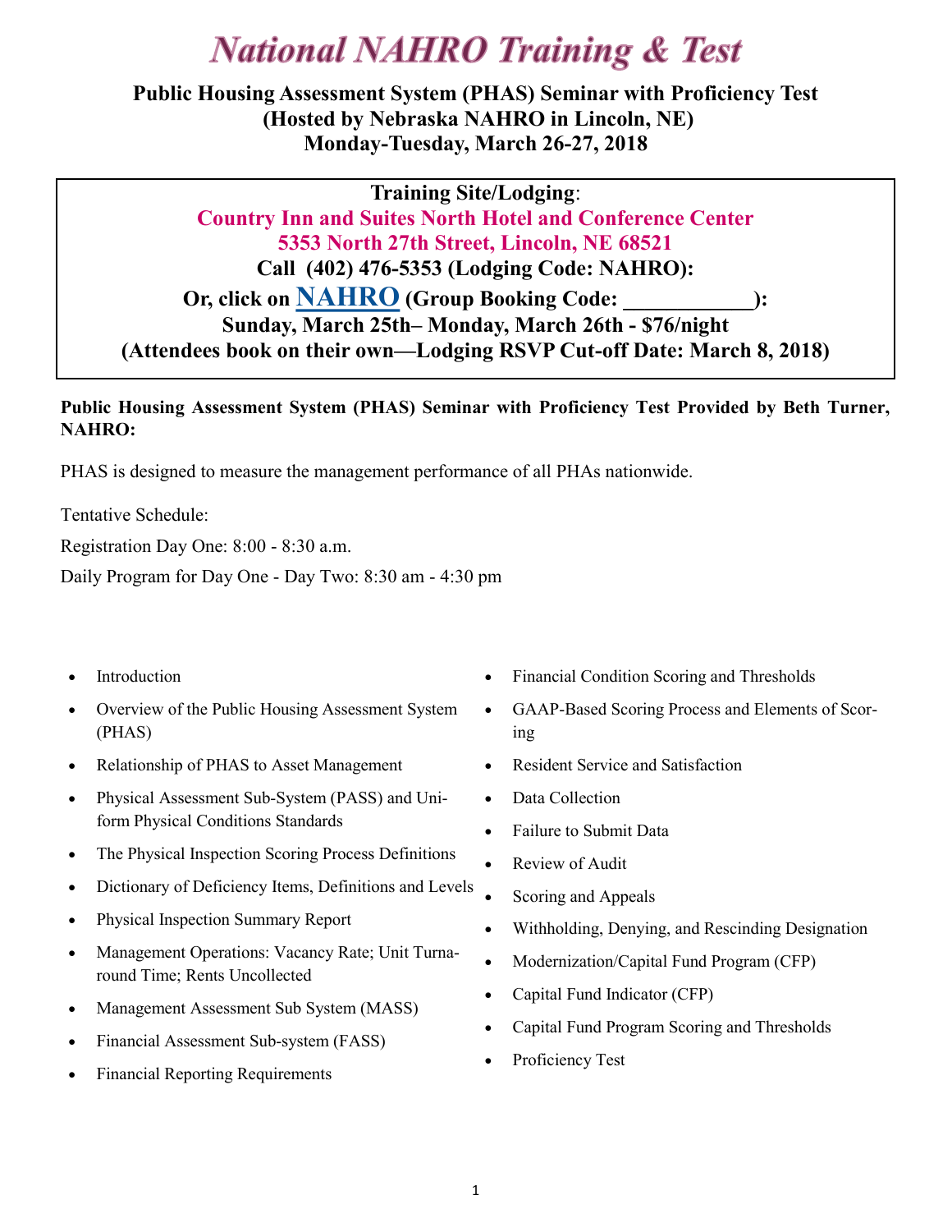# National NAHRO Training & Test

**Public Housing Assessment System (PHAS) Seminar with Proficiency Test**
**(Hosted by Nebraska NAHRO in Lincoln, NE)**
**Monday-Tuesday, March 26-27, 2018**

**Training Site/Lodging**:
**Country Inn and Suites North Hotel and Conference Center**
**5353 North 27th Street, Lincoln, NE 68521**
**Call (402) 476-5353 (Lodging Code: NAHRO):**
**Or, click on NAHRO (Group Booking Code: ___________):**
**Sunday, March 25th– Monday, March 26th - $76/night**
**(Attendees book on their own—Lodging RSVP Cut-off Date: March 8, 2018)**

**Public Housing Assessment System (PHAS) Seminar with Proficiency Test Provided by Beth Turner, NAHRO:**

PHAS is designed to measure the management performance of all PHAs nationwide.

Tentative Schedule:

Registration Day One: 8:00 - 8:30 a.m.

Daily Program for Day One - Day Two: 8:30 am - 4:30 pm

- Introduction
- Overview of the Public Housing Assessment System (PHAS)
- Relationship of PHAS to Asset Management
- Physical Assessment Sub-System (PASS) and Uniform Physical Conditions Standards
- The Physical Inspection Scoring Process Definitions
- Dictionary of Deficiency Items, Definitions and Levels
- Physical Inspection Summary Report
- Management Operations: Vacancy Rate; Unit Turnaround Time; Rents Uncollected
- Management Assessment Sub System (MASS)
- Financial Assessment Sub-system (FASS)
- Financial Reporting Requirements
- Financial Condition Scoring and Thresholds
- GAAP-Based Scoring Process and Elements of Scoring
- Resident Service and Satisfaction
- Data Collection
- Failure to Submit Data
- Review of Audit
- Scoring and Appeals
- Withholding, Denying, and Rescinding Designation
- Modernization/Capital Fund Program (CFP)
- Capital Fund Indicator (CFP)
- Capital Fund Program Scoring and Thresholds
- Proficiency Test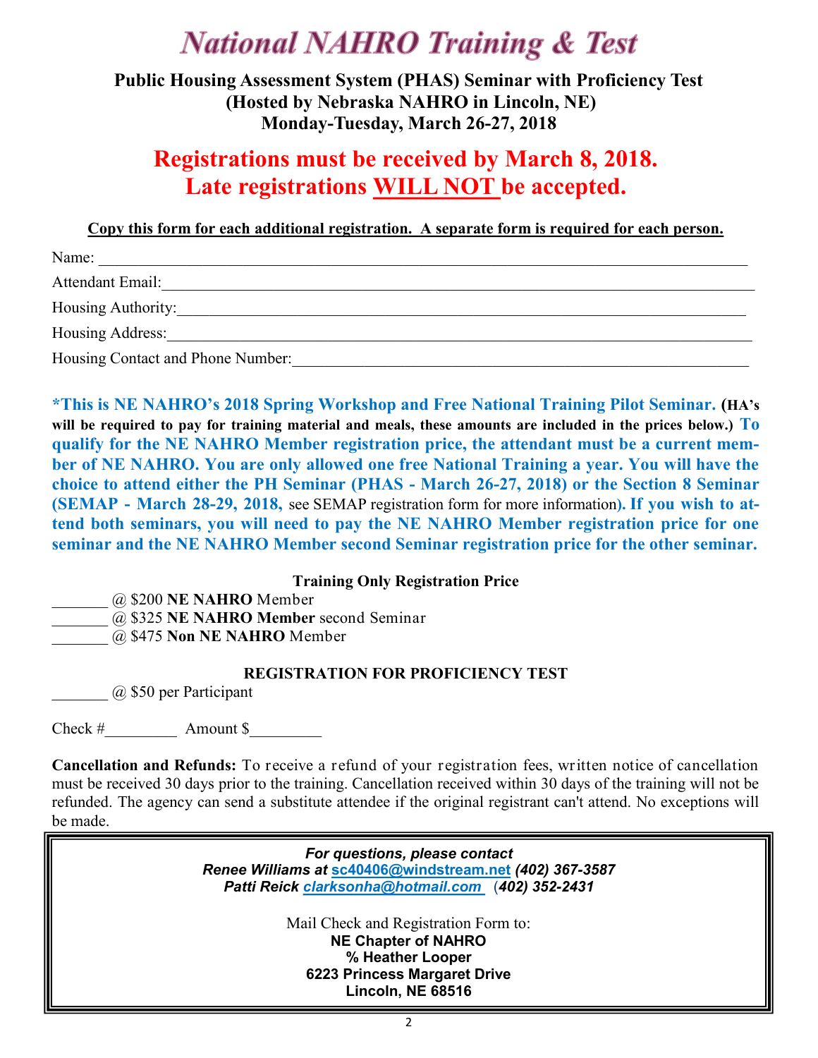# National NAHRO Training & Test

**Public Housing Assessment System (PHAS) Seminar with Proficiency Test**
**(Hosted by Nebraska NAHRO in Lincoln, NE)**
**Monday-Tuesday, March 26-27, 2018**

## Registrations must be received by March 8, 2018. Late registrations WILL NOT be accepted.

**Copy this form for each additional registration. A separate form is required for each person.**

Name: ______________________________________________________________

Attendant Email: ______________________________________________________

Housing Authority: ____________________________________________________

Housing Address: _____________________________________________________

Housing Contact and Phone Number: ______________________________________

**\*This is NE NAHRO's 2018 Spring Workshop and Free National Training Pilot Seminar. (HA's will be required to pay for training material and meals, these amounts are included in the prices below.) To qualify for the NE NAHRO Member registration price, the attendant must be a current member of NE NAHRO. You are only allowed one free National Training a year. You will have the choice to attend either the PH Seminar (PHAS - March 26-27, 2018) or the Section 8 Seminar (SEMAP - March 28-29, 2018,** see SEMAP registration form for more information**). If you wish to attend both seminars, you will need to pay the NE NAHRO Member registration price for one seminar and the NE NAHRO Member second Seminar registration price for the other seminar.**

**Training Only Registration Price**

_______ @ $200 **NE NAHRO** Member
_______ @ $325 **NE NAHRO Member** second Seminar
_______ @ $475 **Non NE NAHRO** Member

**REGISTRATION FOR PROFICIENCY TEST**

_______ @ $50 per Participant

Check #_________ Amount $_________

**Cancellation and Refunds:** To receive a refund of your registration fees, written notice of cancellation must be received 30 days prior to the training. Cancellation received within 30 days of the training will not be refunded. The agency can send a substitute attendee if the original registrant can't attend. No exceptions will be made.

***For questions, please contact***
***Renee Williams at sc40406@windstream.net (402) 367-3587***
***Patti Reick clarksonha@hotmail.com (402) 352-2431***

Mail Check and Registration Form to:
**NE Chapter of NAHRO**
**% Heather Looper**
**6223 Princess Margaret Drive**
**Lincoln, NE 68516**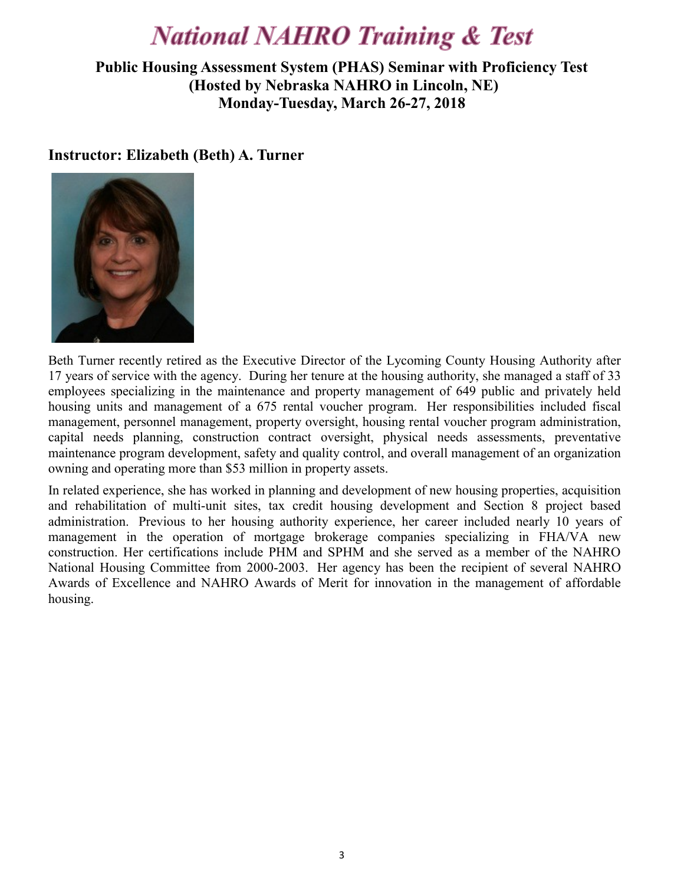# National NAHRO Training & Test

**Public Housing Assessment System (PHAS) Seminar with Proficiency Test**
**(Hosted by Nebraska NAHRO in Lincoln, NE)**
**Monday-Tuesday, March 26-27, 2018**

## Instructor: Elizabeth (Beth) A. Turner

Beth Turner recently retired as the Executive Director of the Lycoming County Housing Authority after 17 years of service with the agency. During her tenure at the housing authority, she managed a staff of 33 employees specializing in the maintenance and property management of 649 public and privately held housing units and management of a 675 rental voucher program. Her responsibilities included fiscal management, personnel management, property oversight, housing rental voucher program administration, capital needs planning, construction contract oversight, physical needs assessments, preventative maintenance program development, safety and quality control, and overall management of an organization owning and operating more than $53 million in property assets.

In related experience, she has worked in planning and development of new housing properties, acquisition and rehabilitation of multi-unit sites, tax credit housing development and Section 8 project based administration. Previous to her housing authority experience, her career included nearly 10 years of management in the operation of mortgage brokerage companies specializing in FHA/VA new construction. Her certifications include PHM and SPHM and she served as a member of the NAHRO National Housing Committee from 2000-2003. Her agency has been the recipient of several NAHRO Awards of Excellence and NAHRO Awards of Merit for innovation in the management of affordable housing.